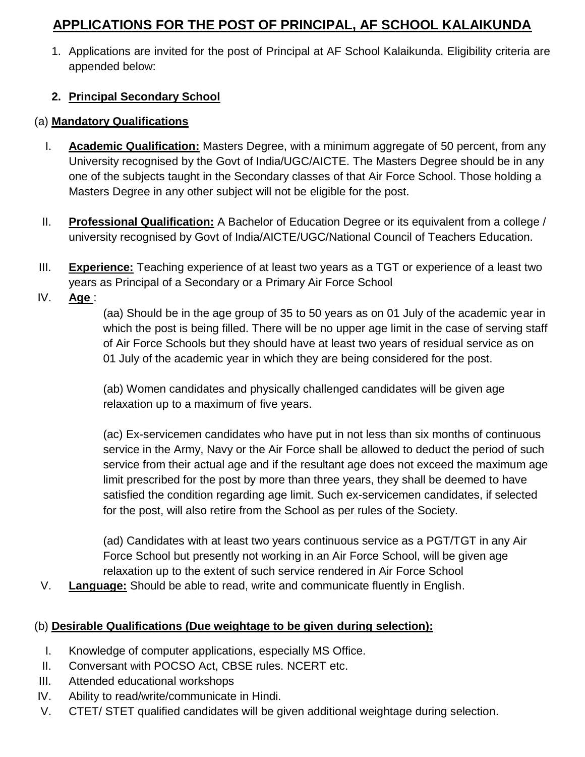# APPLICATIONS FOR THE POST OF PRINCIPAL, AF SCHOOL KALAIKUNDA

1. Applications are invited for the post of Principal at AF School Kalaikunda. Eligibility criteria are appended below:

2. **Principal Secondary School**

(a) **Mandatory Qualifications**

I. **Academic Qualification:** Masters Degree, with a minimum aggregate of 50 percent, from any University recognised by the Govt of India/UGC/AICTE. The Masters Degree should be in any one of the subjects taught in the Secondary classes of that Air Force School. Those holding a Masters Degree in any other subject will not be eligible for the post.

II. **Professional Qualification:** A Bachelor of Education Degree or its equivalent from a college / university recognised by Govt of India/AICTE/UGC/National Council of Teachers Education.

III. **Experience:** Teaching experience of at least two years as a TGT or experience of a least two years as Principal of a Secondary or a Primary Air Force School

IV. **Age** :

(aa) Should be in the age group of 35 to 50 years as on 01 July of the academic year in which the post is being filled. There will be no upper age limit in the case of serving staff of Air Force Schools but they should have at least two years of residual service as on 01 July of the academic year in which they are being considered for the post.

(ab) Women candidates and physically challenged candidates will be given age relaxation up to a maximum of five years.

(ac) Ex-servicemen candidates who have put in not less than six months of continuous service in the Army, Navy or the Air Force shall be allowed to deduct the period of such service from their actual age and if the resultant age does not exceed the maximum age limit prescribed for the post by more than three years, they shall be deemed to have satisfied the condition regarding age limit. Such ex-servicemen candidates, if selected for the post, will also retire from the School as per rules of the Society.

(ad) Candidates with at least two years continuous service as a PGT/TGT in any Air Force School but presently not working in an Air Force School, will be given age relaxation up to the extent of such service rendered in Air Force School

V. **Language:** Should be able to read, write and communicate fluently in English.

(b) **Desirable Qualifications (Due weightage to be given during selection):**

I. Knowledge of computer applications, especially MS Office.
II. Conversant with POCSO Act, CBSE rules. NCERT etc.
III. Attended educational workshops
IV. Ability to read/write/communicate in Hindi.
V. CTET/ STET qualified candidates will be given additional weightage during selection.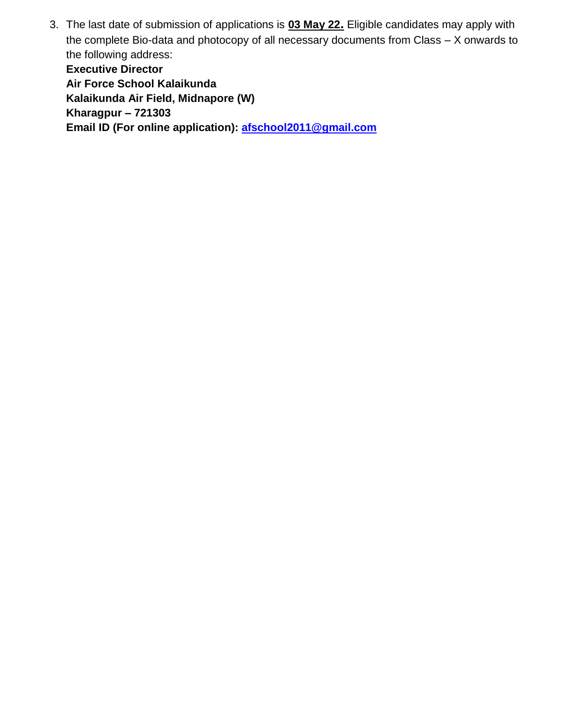3. The last date of submission of applications is **03 May 22.** Eligible candidates may apply with the complete Bio-data and photocopy of all necessary documents from Class – X onwards to the following address:
   **Executive Director**
   **Air Force School Kalaikunda**
   **Kalaikunda Air Field, Midnapore (W)**
   **Kharagpur – 721303**
   **Email ID (For online application): afschool2011@gmail.com**